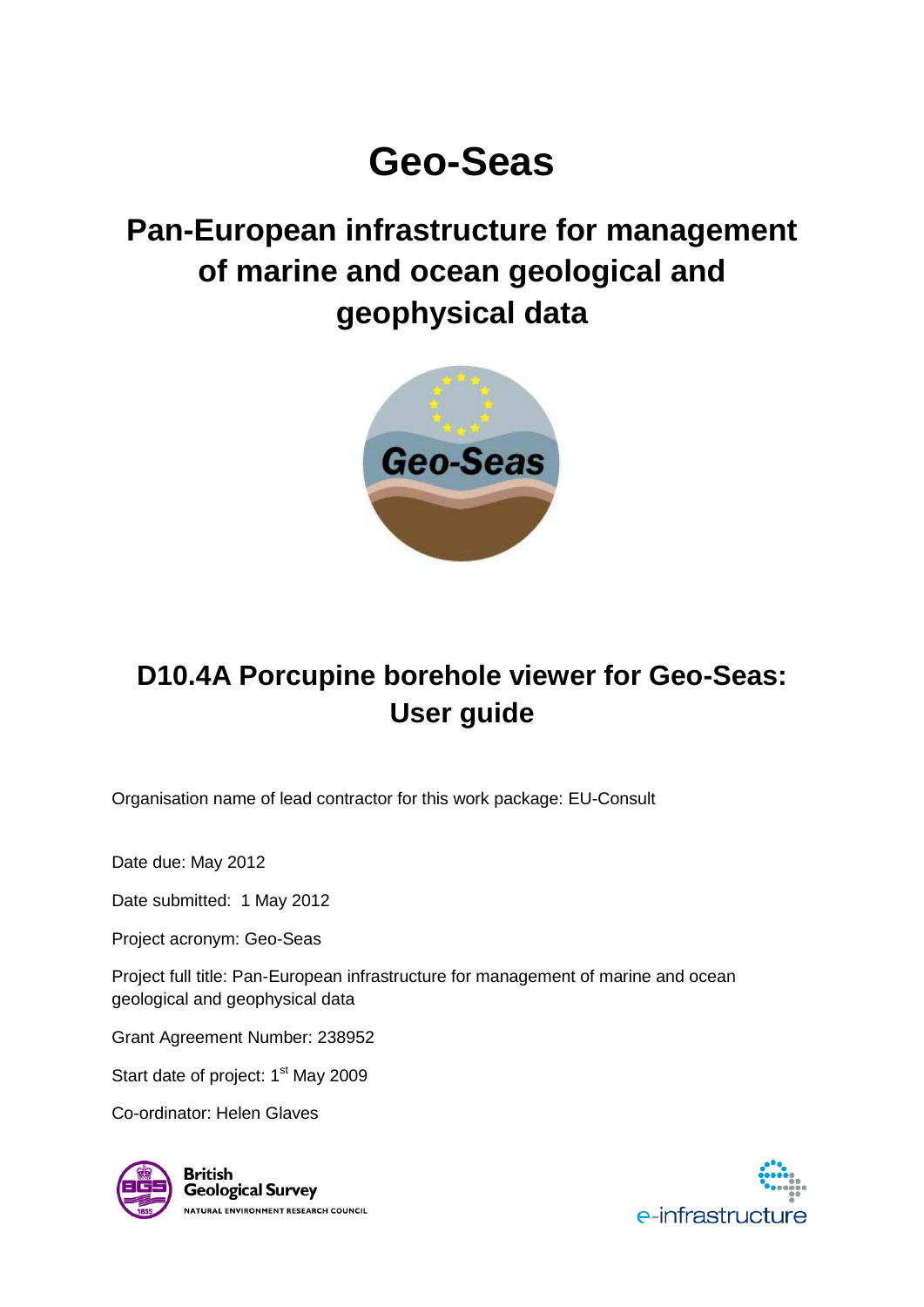# Geo-Seas

## Pan-European infrastructure for management of marine and ocean geological and geophysical data

## D10.4A Porcupine borehole viewer for Geo-Seas: User guide

Organisation name of lead contractor for this work package: EU-Consult

Date due: May 2012

Date submitted: 1 May 2012

Project acronym: Geo-Seas

Project full title: Pan-European infrastructure for management of marine and ocean geological and geophysical data

Grant Agreement Number: 238952

Start date of project: 1st May 2009

Co-ordinator: Helen Glaves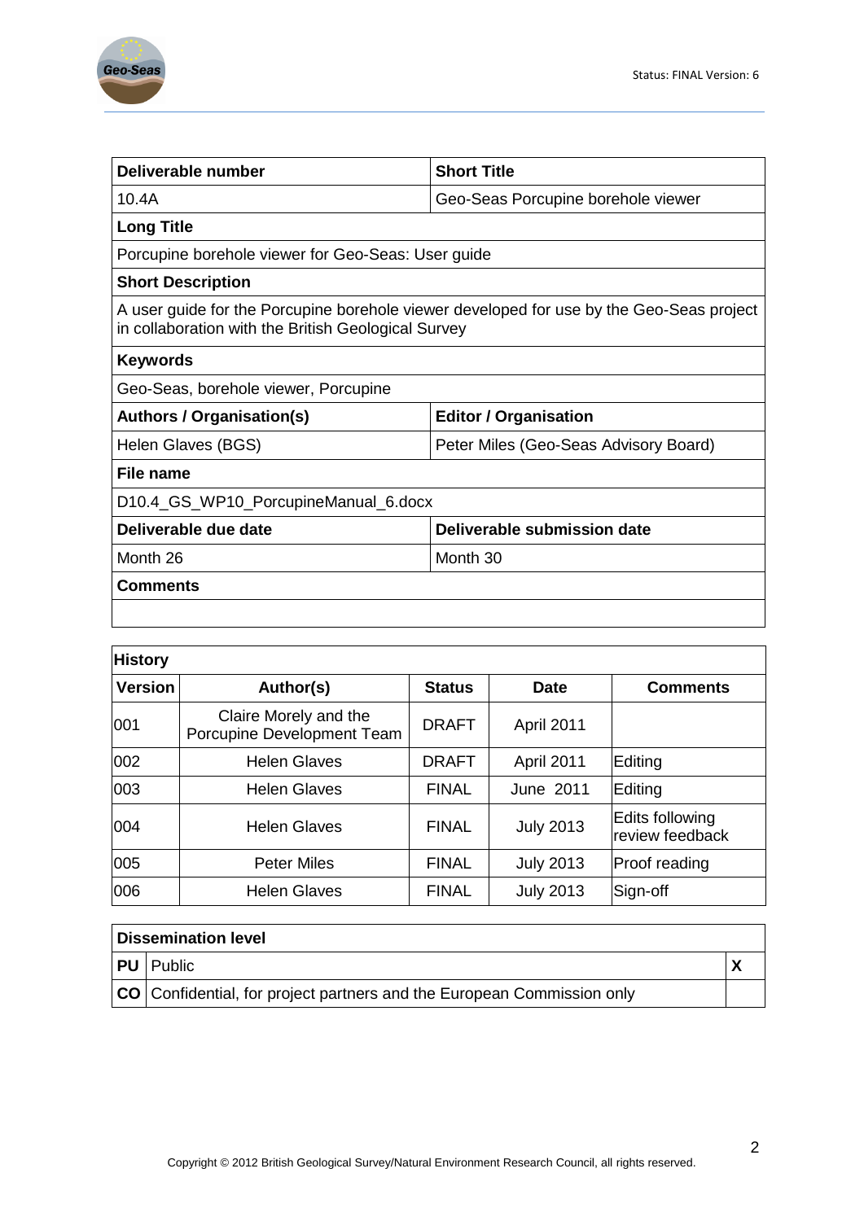| Deliverable number | Short Title |
|---|---|
| 10.4A | Geo-Seas Porcupine borehole viewer |
| **Long Title** | |
| Porcupine borehole viewer for Geo-Seas: User guide | |
| **Short Description** | |
| A user guide for the Porcupine borehole viewer developed for use by the Geo-Seas project in collaboration with the British Geological Survey | |
| **Keywords** | |
| Geo-Seas, borehole viewer, Porcupine | |
| **Authors / Organisation(s)** | **Editor / Organisation** |
| Helen Glaves (BGS) | Peter Miles (Geo-Seas Advisory Board) |
| **File name** | |
| D10.4_GS_WP10_PorcupineManual_6.docx | |
| **Deliverable due date** | **Deliverable submission date** |
| Month 26 | Month 30 |
| **Comments** | |
| | |

| History | | | | |
|---|---|---|---|---|
| **Version** | **Author(s)** | **Status** | **Date** | **Comments** |
| 001 | Claire Morely and the Porcupine Development Team | DRAFT | April 2011 | |
| 002 | Helen Glaves | DRAFT | April 2011 | Editing |
| 003 | Helen Glaves | FINAL | June 2011 | Editing |
| 004 | Helen Glaves | FINAL | July 2013 | Edits following review feedback |
| 005 | Peter Miles | FINAL | July 2013 | Proof reading |
| 006 | Helen Glaves | FINAL | July 2013 | Sign-off |

| Dissemination level | | |
|---|---|---|
| **PU** | Public | **X** |
| **CO** | Confidential, for project partners and the European Commission only | |

Copyright © 2012 British Geological Survey/Natural Environment Research Council, all rights reserved.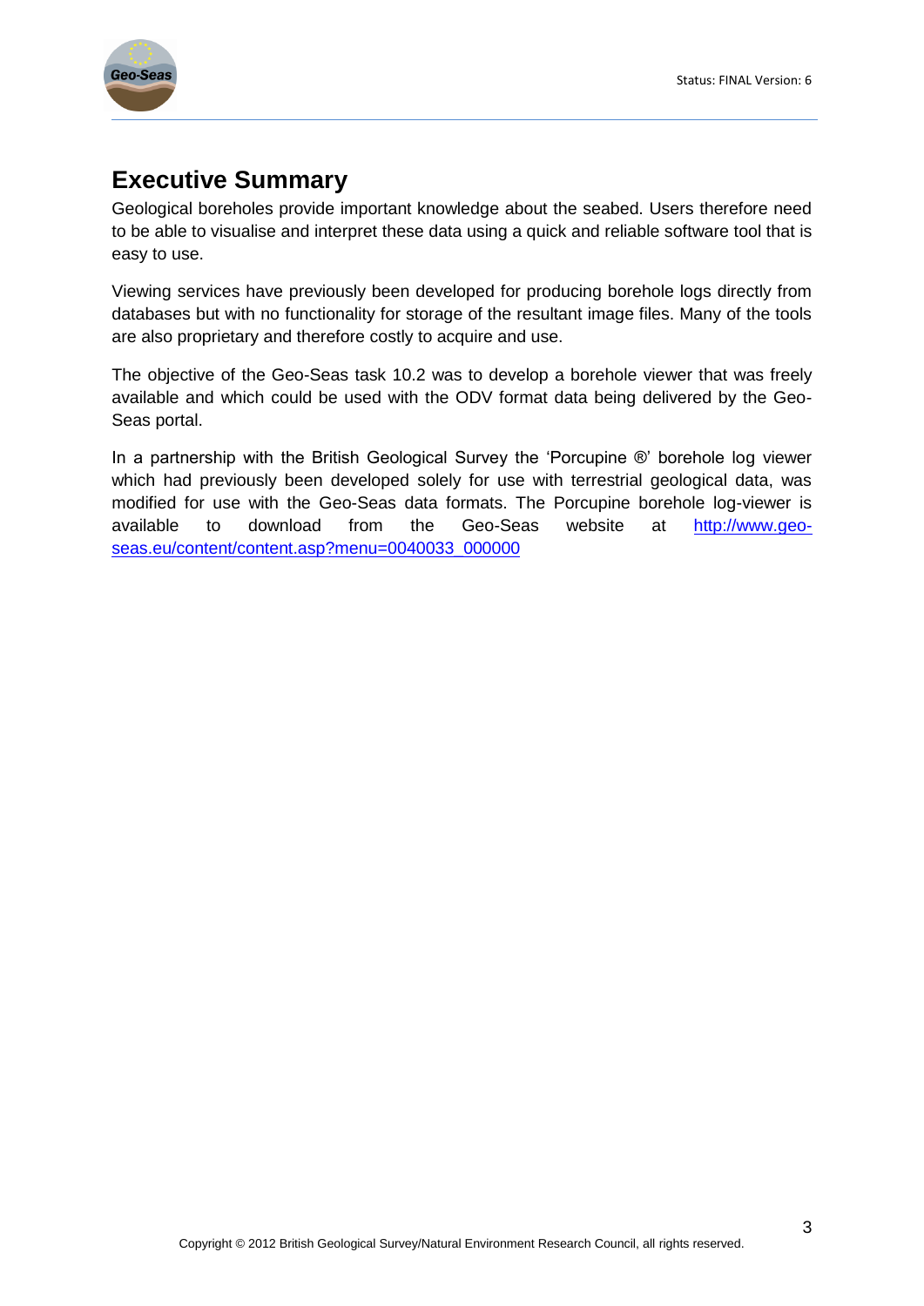# Executive Summary

Geological boreholes provide important knowledge about the seabed. Users therefore need to be able to visualise and interpret these data using a quick and reliable software tool that is easy to use.

Viewing services have previously been developed for producing borehole logs directly from databases but with no functionality for storage of the resultant image files. Many of the tools are also proprietary and therefore costly to acquire and use.

The objective of the Geo-Seas task 10.2 was to develop a borehole viewer that was freely available and which could be used with the ODV format data being delivered by the Geo-Seas portal.

In a partnership with the British Geological Survey the 'Porcupine ®' borehole log viewer which had previously been developed solely for use with terrestrial geological data, was modified for use with the Geo-Seas data formats. The Porcupine borehole log-viewer is available to download from the Geo-Seas website at [http://www.geo-seas.eu/content/content.asp?menu=0040033_000000](http://www.geo-seas.eu/content/content.asp?menu=0040033_000000)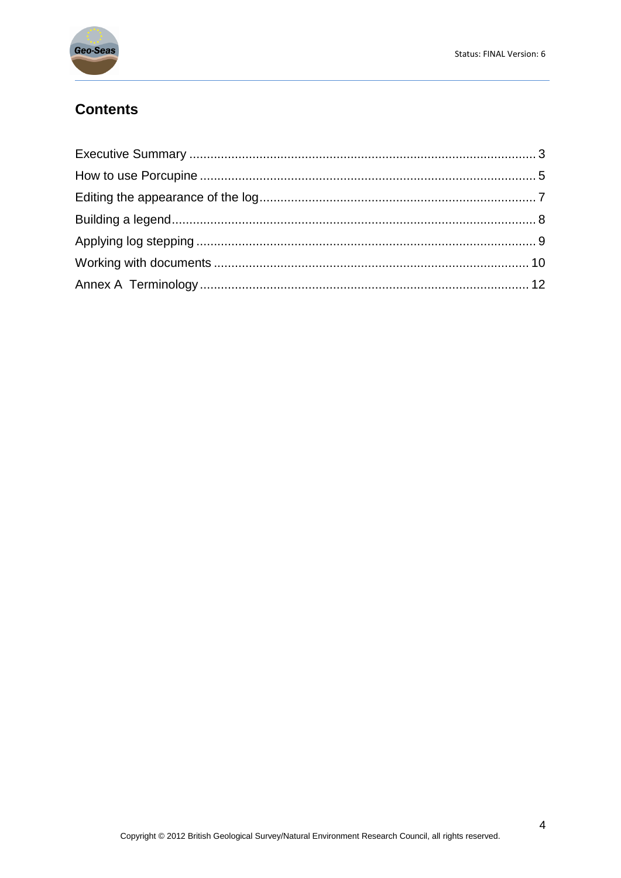## Contents

Executive Summary ........................................................................................ 3

How to use Porcupine ...................................................................................... 5

Editing the appearance of the log .................................................................... 7

Building a legend ............................................................................................. 8

Applying log stepping ...................................................................................... 9

Working with documents ............................................................................... 10

Annex A Terminology ..................................................................................... 12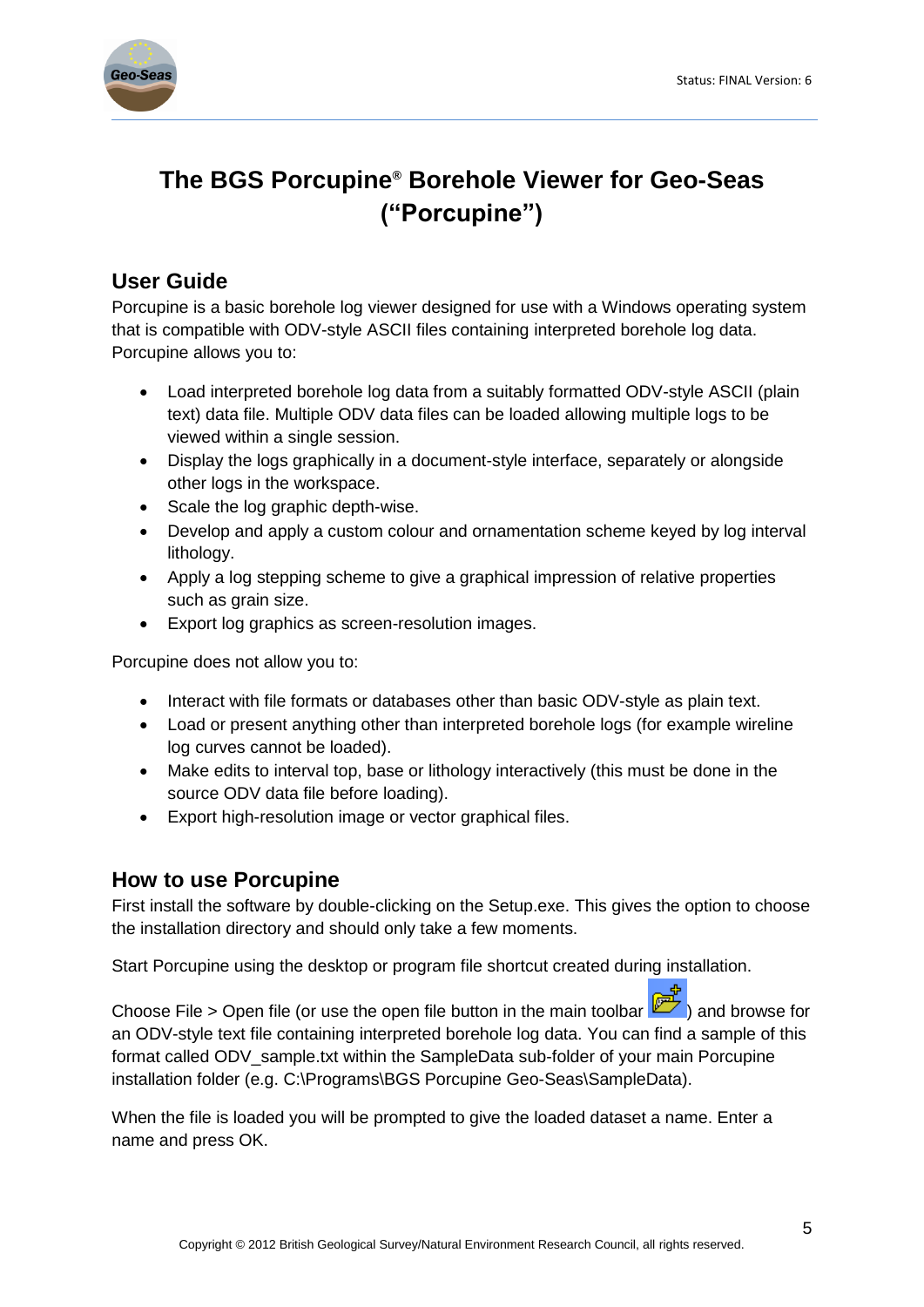# The BGS Porcupine® Borehole Viewer for Geo-Seas ("Porcupine")

## User Guide

Porcupine is a basic borehole log viewer designed for use with a Windows operating system that is compatible with ODV-style ASCII files containing interpreted borehole log data. Porcupine allows you to:

- Load interpreted borehole log data from a suitably formatted ODV-style ASCII (plain text) data file. Multiple ODV data files can be loaded allowing multiple logs to be viewed within a single session.
- Display the logs graphically in a document-style interface, separately or alongside other logs in the workspace.
- Scale the log graphic depth-wise.
- Develop and apply a custom colour and ornamentation scheme keyed by log interval lithology.
- Apply a log stepping scheme to give a graphical impression of relative properties such as grain size.
- Export log graphics as screen-resolution images.

Porcupine does not allow you to:

- Interact with file formats or databases other than basic ODV-style as plain text.
- Load or present anything other than interpreted borehole logs (for example wireline log curves cannot be loaded).
- Make edits to interval top, base or lithology interactively (this must be done in the source ODV data file before loading).
- Export high-resolution image or vector graphical files.

## How to use Porcupine

First install the software by double-clicking on the Setup.exe. This gives the option to choose the installation directory and should only take a few moments.

Start Porcupine using the desktop or program file shortcut created during installation.

Choose File > Open file (or use the open file button in the main toolbar ) and browse for an ODV-style text file containing interpreted borehole log data. You can find a sample of this format called ODV_sample.txt within the SampleData sub-folder of your main Porcupine installation folder (e.g. C:\Programs\BGS Porcupine Geo-Seas\SampleData).

When the file is loaded you will be prompted to give the loaded dataset a name. Enter a name and press OK.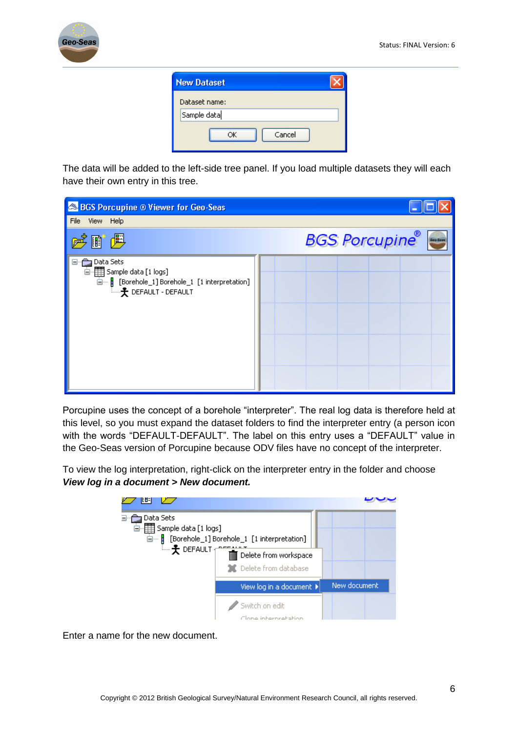The data will be added to the left-side tree panel. If you load multiple datasets they will each have their own entry in this tree.

Porcupine uses the concept of a borehole "interpreter". The real log data is therefore held at this level, so you must expand the dataset folders to find the interpreter entry (a person icon with the words "DEFAULT-DEFAULT". The label on this entry uses a "DEFAULT" value in the Geo-Seas version of Porcupine because ODV files have no concept of the interpreter.

To view the log interpretation, right-click on the interpreter entry in the folder and choose ***View log in a document > New document.***

Enter a name for the new document.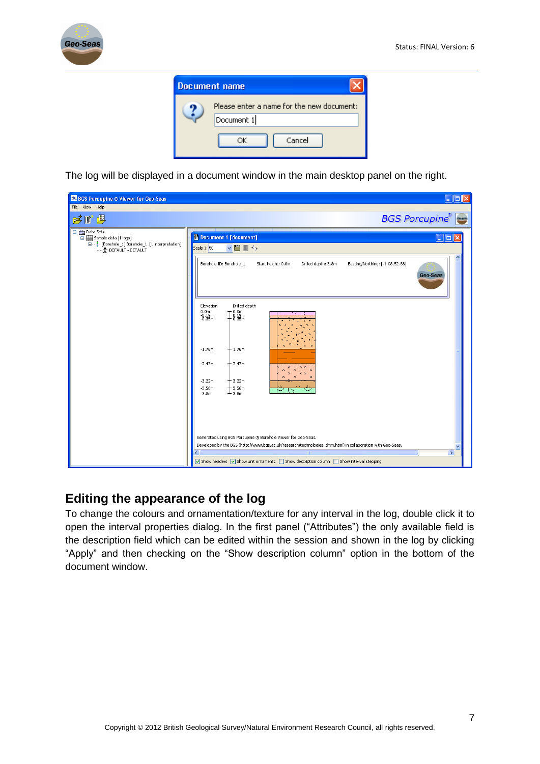The log will be displayed in a document window in the main desktop panel on the right.

## Editing the appearance of the log

To change the colours and ornamentation/texture for any interval in the log, double click it to open the interval properties dialog. In the first panel (“Attributes”) the only available field is the description field which can be edited within the session and shown in the log by clicking “Apply” and then checking on the “Show description column” option in the bottom of the document window.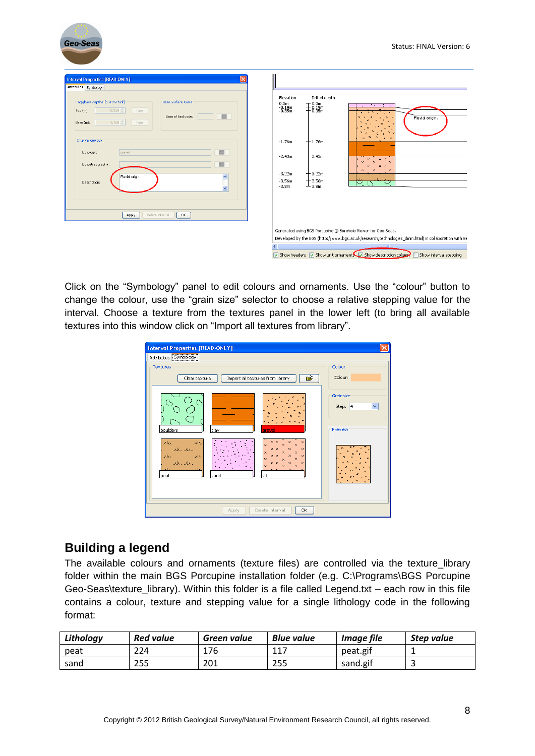Click on the “Symbology” panel to edit colours and ornaments. Use the “colour” button to change the colour, use the “grain size” selector to choose a relative stepping value for the interval. Choose a texture from the textures panel in the lower left (to bring all available textures into this window click on “Import all textures from library”.

## Building a legend

The available colours and ornaments (texture files) are controlled via the texture_library folder within the main BGS Porcupine installation folder (e.g. C:\Programs\BGS Porcupine Geo-Seas\texture_library). Within this folder is a file called Legend.txt – each row in this file contains a colour, texture and stepping value for a single lithology code in the following format:

| *Lithology* | *Red value* | *Green value* | *Blue value* | *Image file* | *Step value* |
|---|---|---|---|---|---|
| peat | 224 | 176 | 117 | peat.gif | 1 |
| sand | 255 | 201 | 255 | sand.gif | 3 |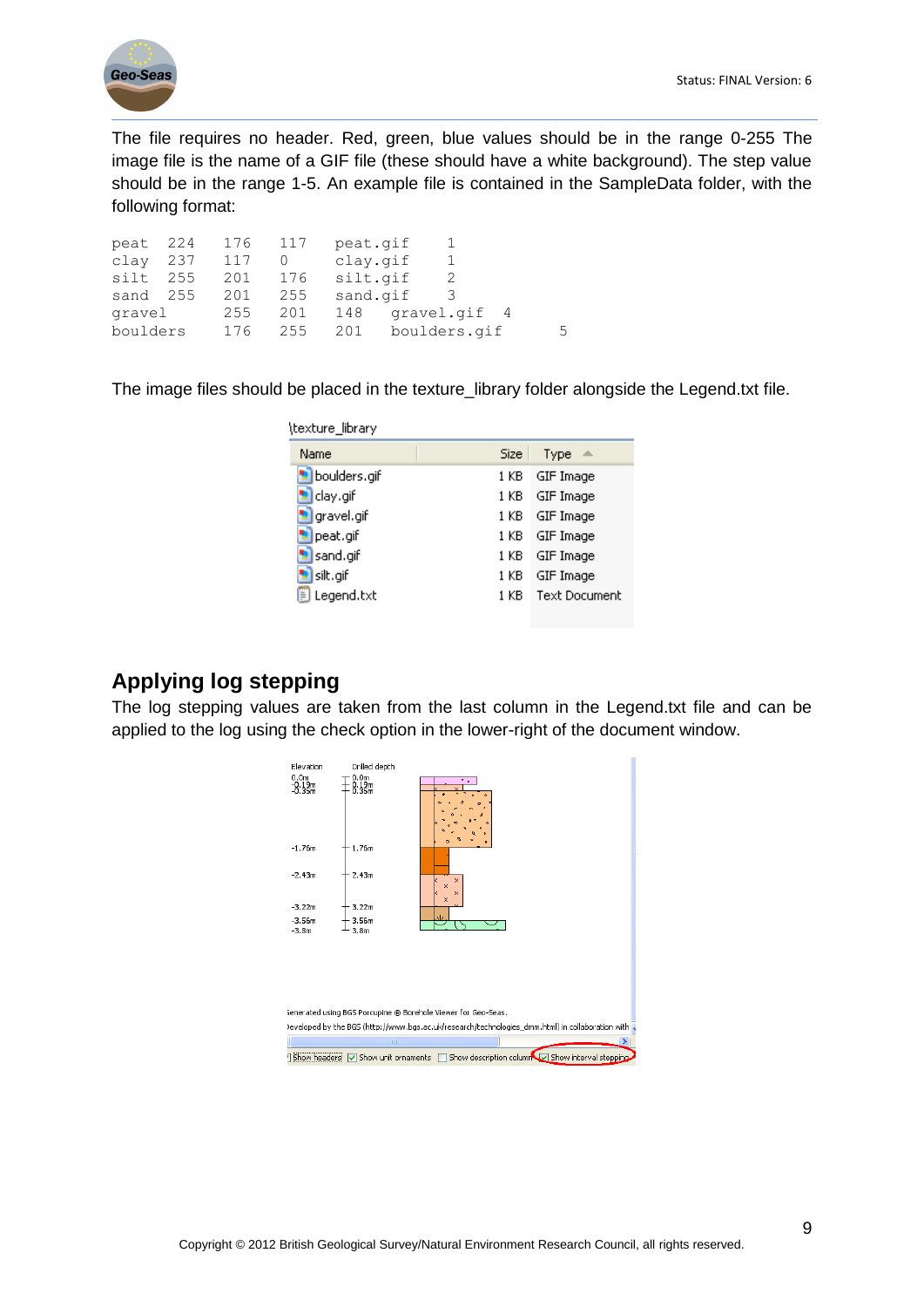The file requires no header. Red, green, blue values should be in the range 0-255 The image file is the name of a GIF file (these should have a white background). The step value should be in the range 1-5. An example file is contained in the SampleData folder, with the following format:

```
peat  224    176    117    peat.gif     1
clay  237    117    0      clay.gif     1
silt  255    201    176    silt.gif     2
sand  255    201    255    sand.gif     3
gravel       255    201    148    gravel.gif  4
boulders     176    255    201    boulders.gif        5
```

The image files should be placed in the texture_library folder alongside the Legend.txt file.

\texture_library

| Name | Size | Type |
|---|---|---|
| boulders.gif | 1 KB | GIF Image |
| clay.gif | 1 KB | GIF Image |
| gravel.gif | 1 KB | GIF Image |
| peat.gif | 1 KB | GIF Image |
| sand.gif | 1 KB | GIF Image |
| silt.gif | 1 KB | GIF Image |
| Legend.txt | 1 KB | Text Document |

## Applying log stepping

The log stepping values are taken from the last column in the Legend.txt file and can be applied to the log using the check option in the lower-right of the document window.

Elevation
0.0m
-0.19m
-0.35m
-1.76m
-2.43m
-3.22m
-3.56m
-3.8m

Drilled depth
0.0m
0.19m
0.35m
1.76m
2.43m
3.22m
3.56m
3.8m

Generated using BGS Porcupine © Borehole Viewer for Geo-Seas.
Developed by the BGS (http://www.bgs.ac.uk/research/technologies_dmm.html) in collaboration with

Show headers | Show unit ornaments | Show description column | Show interval stepping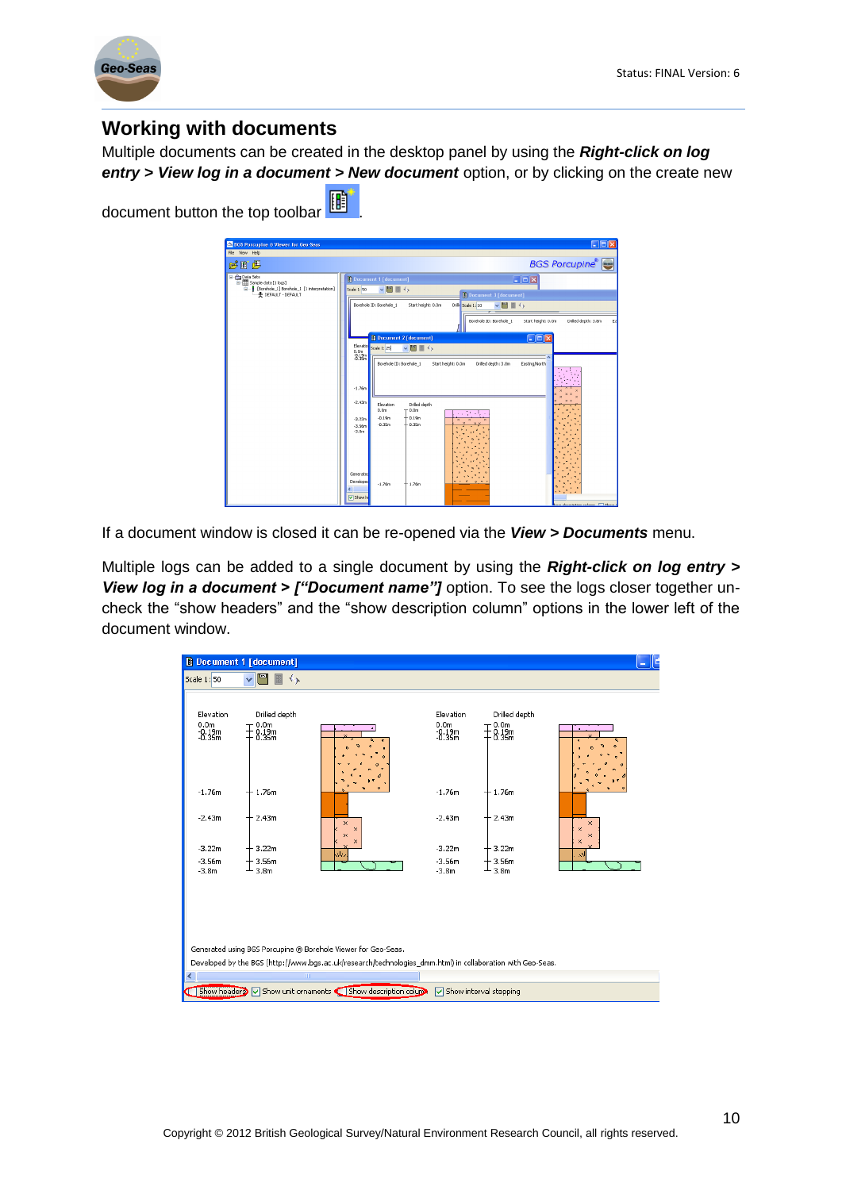## Working with documents

Multiple documents can be created in the desktop panel by using the ***Right-click on log entry > View log in a document > New document*** option, or by clicking on the create new document button the top toolbar .

If a document window is closed it can be re-opened via the ***View > Documents*** menu.

Multiple logs can be added to a single document by using the ***Right-click on log entry > View log in a document > ["Document name"]*** option. To see the logs closer together un-check the "show headers" and the "show description column" options in the lower left of the document window.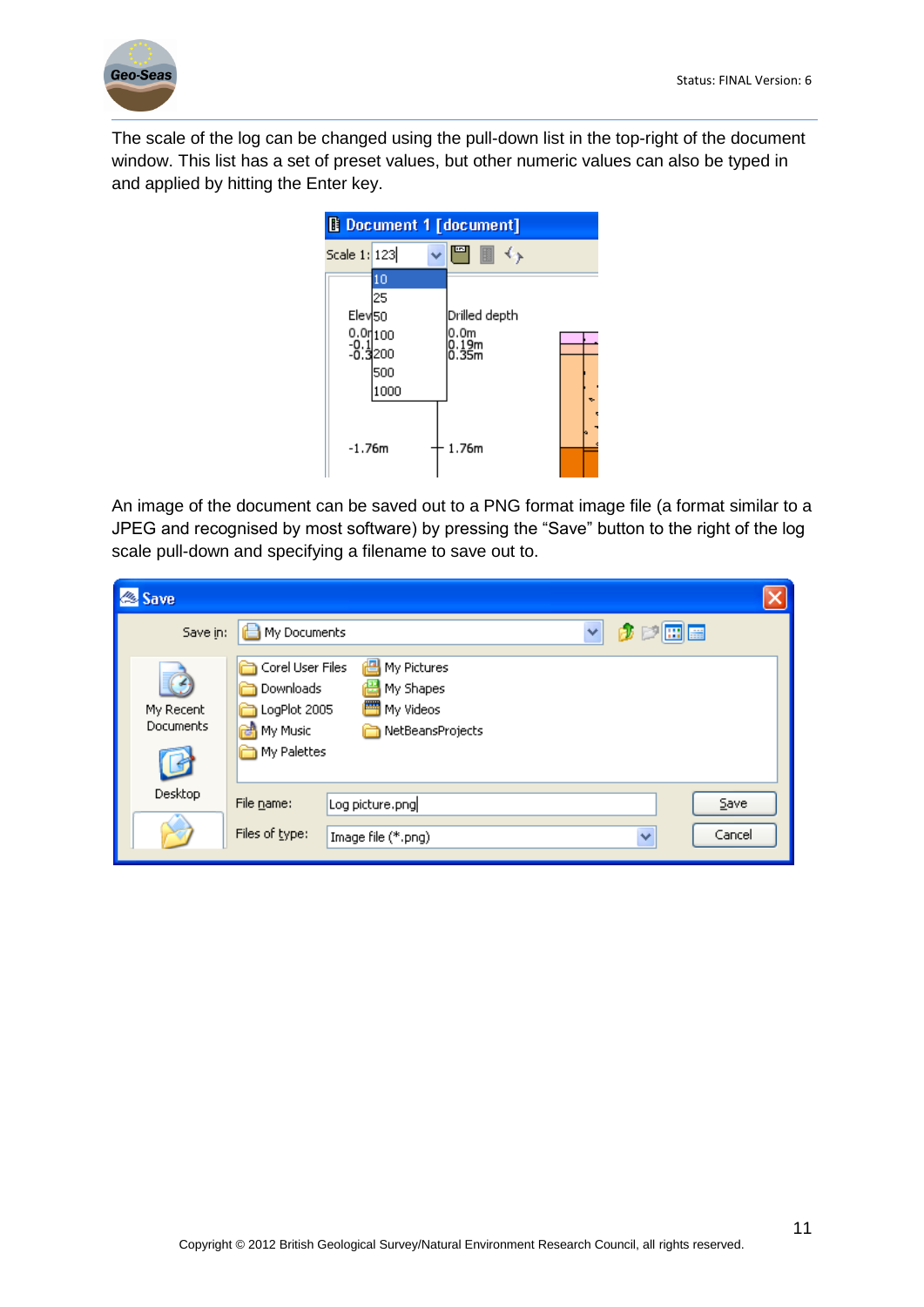The scale of the log can be changed using the pull-down list in the top-right of the document window. This list has a set of preset values, but other numeric values can also be typed in and applied by hitting the Enter key.

An image of the document can be saved out to a PNG format image file (a format similar to a JPEG and recognised by most software) by pressing the “Save” button to the right of the log scale pull-down and specifying a filename to save out to.

Copyright © 2012 British Geological Survey/Natural Environment Research Council, all rights reserved.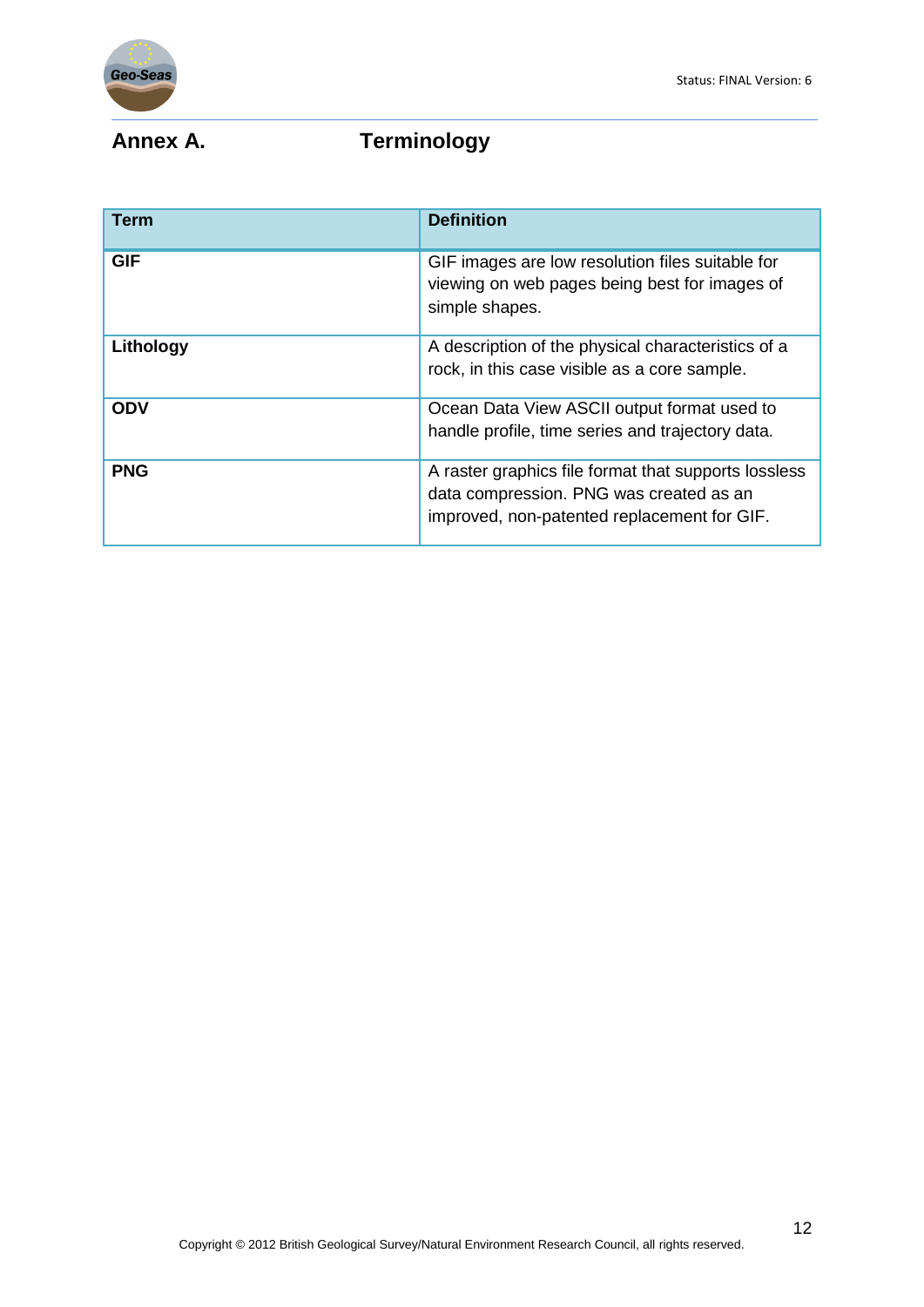# Annex A. Terminology

| Term | Definition |
|---|---|
| **GIF** | GIF images are low resolution files suitable for viewing on web pages being best for images of simple shapes. |
| **Lithology** | A description of the physical characteristics of a rock, in this case visible as a core sample. |
| **ODV** | Ocean Data View ASCII output format used to handle profile, time series and trajectory data. |
| **PNG** | A raster graphics file format that supports lossless data compression. PNG was created as an improved, non-patented replacement for GIF. |